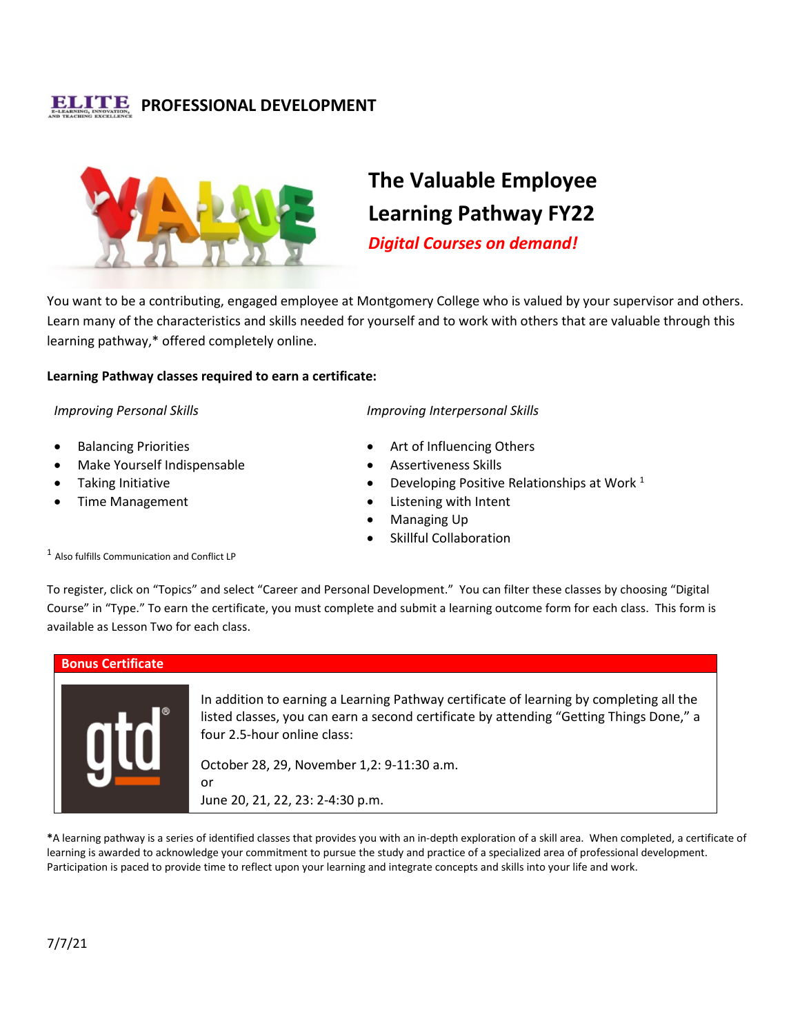**PROFESSIONAL DEVELOPMENT**

# The Valuable Employee Learning Pathway FY22

***Digital Courses on demand!***

You want to be a contributing, engaged employee at Montgomery College who is valued by your supervisor and others. Learn many of the characteristics and skills needed for yourself and to work with others that are valuable through this learning pathway,* offered completely online.

**Learning Pathway classes required to earn a certificate:**

*Improving Personal Skills*

- Balancing Priorities
- Make Yourself Indispensable
- Taking Initiative
- Time Management

*Improving Interpersonal Skills*

- Art of Influencing Others
- Assertiveness Skills
- Developing Positive Relationships at Work [1]
- Listening with Intent
- Managing Up
- Skillful Collaboration

[1] Also fulfills Communication and Conflict LP

To register, click on "Topics" and select "Career and Personal Development." You can filter these classes by choosing "Digital Course" in "Type." To earn the certificate, you must complete and submit a learning outcome form for each class. This form is available as Lesson Two for each class.

**Bonus Certificate**

In addition to earning a Learning Pathway certificate of learning by completing all the listed classes, you can earn a second certificate by attending "Getting Things Done," a four 2.5-hour online class:

October 28, 29, November 1,2: 9-11:30 a.m.
or
June 20, 21, 22, 23: 2-4:30 p.m.

***A learning pathway is a series of identified classes that provides you with an in-depth exploration of a skill area. When completed, a certificate of learning is awarded to acknowledge your commitment to pursue the study and practice of a specialized area of professional development. Participation is paced to provide time to reflect upon your learning and integrate concepts and skills into your life and work.

7/7/21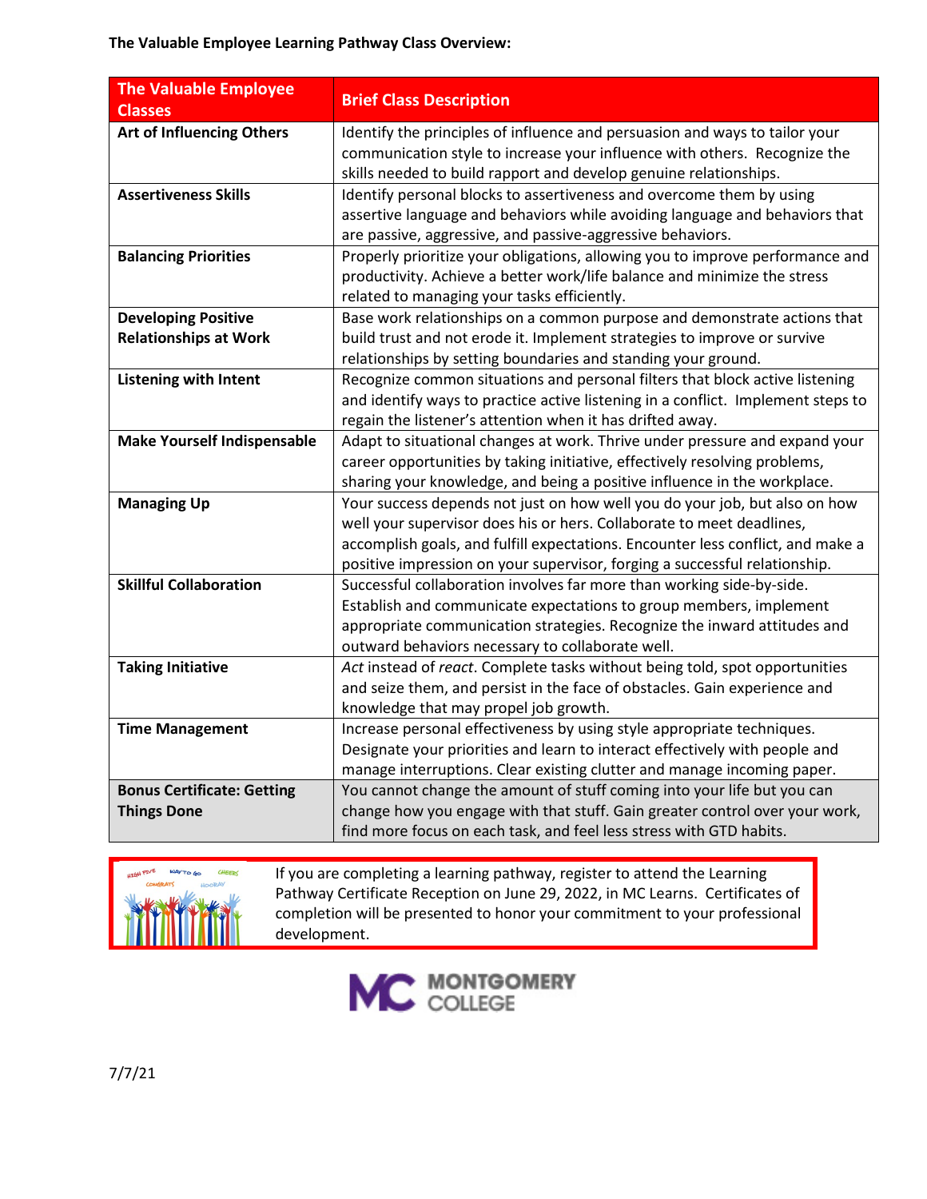**The Valuable Employee Learning Pathway Class Overview:**

| The Valuable Employee Classes | Brief Class Description |
|---|---|
| **Art of Influencing Others** | Identify the principles of influence and persuasion and ways to tailor your communication style to increase your influence with others. Recognize the skills needed to build rapport and develop genuine relationships. |
| **Assertiveness Skills** | Identify personal blocks to assertiveness and overcome them by using assertive language and behaviors while avoiding language and behaviors that are passive, aggressive, and passive-aggressive behaviors. |
| **Balancing Priorities** | Properly prioritize your obligations, allowing you to improve performance and productivity. Achieve a better work/life balance and minimize the stress related to managing your tasks efficiently. |
| **Developing Positive Relationships at Work** | Base work relationships on a common purpose and demonstrate actions that build trust and not erode it. Implement strategies to improve or survive relationships by setting boundaries and standing your ground. |
| **Listening with Intent** | Recognize common situations and personal filters that block active listening and identify ways to practice active listening in a conflict. Implement steps to regain the listener's attention when it has drifted away. |
| **Make Yourself Indispensable** | Adapt to situational changes at work. Thrive under pressure and expand your career opportunities by taking initiative, effectively resolving problems, sharing your knowledge, and being a positive influence in the workplace. |
| **Managing Up** | Your success depends not just on how well you do your job, but also on how well your supervisor does his or hers. Collaborate to meet deadlines, accomplish goals, and fulfill expectations. Encounter less conflict, and make a positive impression on your supervisor, forging a successful relationship. |
| **Skillful Collaboration** | Successful collaboration involves far more than working side-by-side. Establish and communicate expectations to group members, implement appropriate communication strategies. Recognize the inward attitudes and outward behaviors necessary to collaborate well. |
| **Taking Initiative** | *Act* instead of *react*. Complete tasks without being told, spot opportunities and seize them, and persist in the face of obstacles. Gain experience and knowledge that may propel job growth. |
| **Time Management** | Increase personal effectiveness by using style appropriate techniques. Designate your priorities and learn to interact effectively with people and manage interruptions. Clear existing clutter and manage incoming paper. |
| **Bonus Certificate: Getting Things Done** | You cannot change the amount of stuff coming into your life but you can change how you engage with that stuff. Gain greater control over your work, find more focus on each task, and feel less stress with GTD habits. |

If you are completing a learning pathway, register to attend the Learning Pathway Certificate Reception on June 29, 2022, in MC Learns. Certificates of completion will be presented to honor your commitment to your professional development.

MONTGOMERY COLLEGE

7/7/21